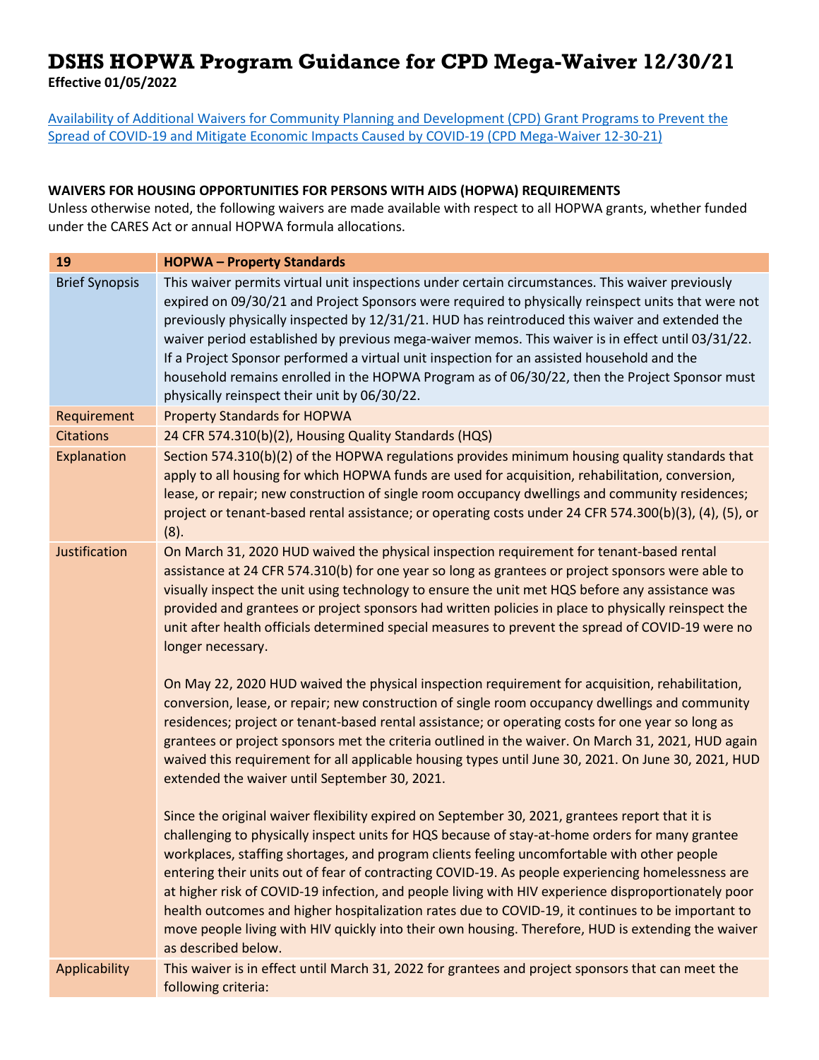# DSHS HOPWA Program Guidance for CPD Mega-Waiver 12/30/21

**Effective 01/05/2022**

[Availability of Additional Waivers for Community Planning and Development (CPD) Grant Programs to Prevent the Spread of COVID-19 and Mitigate Economic Impacts Caused by COVID-19 (CPD Mega-Waiver 12-30-21)]

**WAIVERS FOR HOUSING OPPORTUNITIES FOR PERSONS WITH AIDS (HOPWA) REQUIREMENTS**

Unless otherwise noted, the following waivers are made available with respect to all HOPWA grants, whether funded under the CARES Act or annual HOPWA formula allocations.

| 19 | HOPWA – Property Standards |
|---|---|
| Brief Synopsis | This waiver permits virtual unit inspections under certain circumstances. This waiver previously expired on 09/30/21 and Project Sponsors were required to physically reinspect units that were not previously physically inspected by 12/31/21. HUD has reintroduced this waiver and extended the waiver period established by previous mega-waiver memos. This waiver is in effect until 03/31/22. If a Project Sponsor performed a virtual unit inspection for an assisted household and the household remains enrolled in the HOPWA Program as of 06/30/22, then the Project Sponsor must physically reinspect their unit by 06/30/22. |
| Requirement | Property Standards for HOPWA |
| Citations | 24 CFR 574.310(b)(2), Housing Quality Standards (HQS) |
| Explanation | Section 574.310(b)(2) of the HOPWA regulations provides minimum housing quality standards that apply to all housing for which HOPWA funds are used for acquisition, rehabilitation, conversion, lease, or repair; new construction of single room occupancy dwellings and community residences; project or tenant-based rental assistance; or operating costs under 24 CFR 574.300(b)(3), (4), (5), or (8). |
| Justification | On March 31, 2020 HUD waived the physical inspection requirement for tenant-based rental assistance at 24 CFR 574.310(b) for one year so long as grantees or project sponsors were able to visually inspect the unit using technology to ensure the unit met HQS before any assistance was provided and grantees or project sponsors had written policies in place to physically reinspect the unit after health officials determined special measures to prevent the spread of COVID-19 were no longer necessary.<br><br>On May 22, 2020 HUD waived the physical inspection requirement for acquisition, rehabilitation, conversion, lease, or repair; new construction of single room occupancy dwellings and community residences; project or tenant-based rental assistance; or operating costs for one year so long as grantees or project sponsors met the criteria outlined in the waiver. On March 31, 2021, HUD again waived this requirement for all applicable housing types until June 30, 2021. On June 30, 2021, HUD extended the waiver until September 30, 2021.<br><br>Since the original waiver flexibility expired on September 30, 2021, grantees report that it is challenging to physically inspect units for HQS because of stay-at-home orders for many grantee workplaces, staffing shortages, and program clients feeling uncomfortable with other people entering their units out of fear of contracting COVID-19. As people experiencing homelessness are at higher risk of COVID-19 infection, and people living with HIV experience disproportionately poor health outcomes and higher hospitalization rates due to COVID-19, it continues to be important to move people living with HIV quickly into their own housing. Therefore, HUD is extending the waiver as described below. |
| Applicability | This waiver is in effect until March 31, 2022 for grantees and project sponsors that can meet the following criteria: |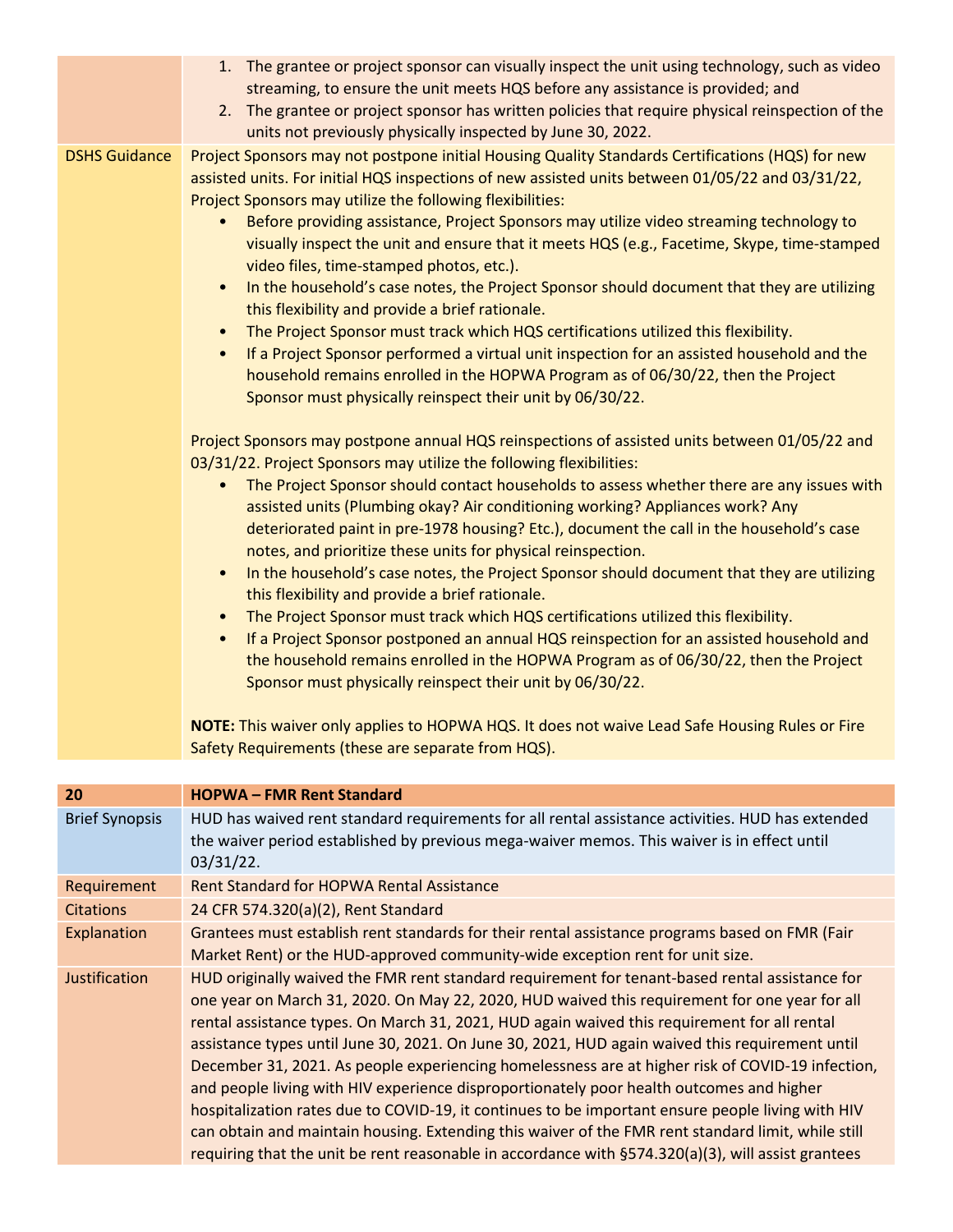| | |
|---|---|
| | 1. The grantee or project sponsor can visually inspect the unit using technology, such as video streaming, to ensure the unit meets HQS before any assistance is provided; and<br>2. The grantee or project sponsor has written policies that require physical reinspection of the units not previously physically inspected by June 30, 2022. |
| DSHS Guidance | Project Sponsors may not postpone initial Housing Quality Standards Certifications (HQS) for new assisted units. For initial HQS inspections of new assisted units between 01/05/22 and 03/31/22, Project Sponsors may utilize the following flexibilities:<br>• Before providing assistance, Project Sponsors may utilize video streaming technology to visually inspect the unit and ensure that it meets HQS (e.g., Facetime, Skype, time-stamped video files, time-stamped photos, etc.).<br>• In the household's case notes, the Project Sponsor should document that they are utilizing this flexibility and provide a brief rationale.<br>• The Project Sponsor must track which HQS certifications utilized this flexibility.<br>• If a Project Sponsor performed a virtual unit inspection for an assisted household and the household remains enrolled in the HOPWA Program as of 06/30/22, then the Project Sponsor must physically reinspect their unit by 06/30/22.<br><br>Project Sponsors may postpone annual HQS reinspections of assisted units between 01/05/22 and 03/31/22. Project Sponsors may utilize the following flexibilities:<br>• The Project Sponsor should contact households to assess whether there are any issues with assisted units (Plumbing okay? Air conditioning working? Appliances work? Any deteriorated paint in pre-1978 housing? Etc.), document the call in the household's case notes, and prioritize these units for physical reinspection.<br>• In the household's case notes, the Project Sponsor should document that they are utilizing this flexibility and provide a brief rationale.<br>• The Project Sponsor must track which HQS certifications utilized this flexibility.<br>• If a Project Sponsor postponed an annual HQS reinspection for an assisted household and the household remains enrolled in the HOPWA Program as of 06/30/22, then the Project Sponsor must physically reinspect their unit by 06/30/22.<br><br>**NOTE:** This waiver only applies to HOPWA HQS. It does not waive Lead Safe Housing Rules or Fire Safety Requirements (these are separate from HQS). |

| **20** | **HOPWA – FMR Rent Standard** |
|---|---|
| Brief Synopsis | HUD has waived rent standard requirements for all rental assistance activities. HUD has extended the waiver period established by previous mega-waiver memos. This waiver is in effect until 03/31/22. |
| Requirement | Rent Standard for HOPWA Rental Assistance |
| Citations | 24 CFR 574.320(a)(2), Rent Standard |
| Explanation | Grantees must establish rent standards for their rental assistance programs based on FMR (Fair Market Rent) or the HUD-approved community-wide exception rent for unit size. |
| Justification | HUD originally waived the FMR rent standard requirement for tenant-based rental assistance for one year on March 31, 2020. On May 22, 2020, HUD waived this requirement for one year for all rental assistance types. On March 31, 2021, HUD again waived this requirement for all rental assistance types until June 30, 2021. On June 30, 2021, HUD again waived this requirement until December 31, 2021. As people experiencing homelessness are at higher risk of COVID-19 infection, and people living with HIV experience disproportionately poor health outcomes and higher hospitalization rates due to COVID-19, it continues to be important ensure people living with HIV can obtain and maintain housing. Extending this waiver of the FMR rent standard limit, while still requiring that the unit be rent reasonable in accordance with §574.320(a)(3), will assist grantees |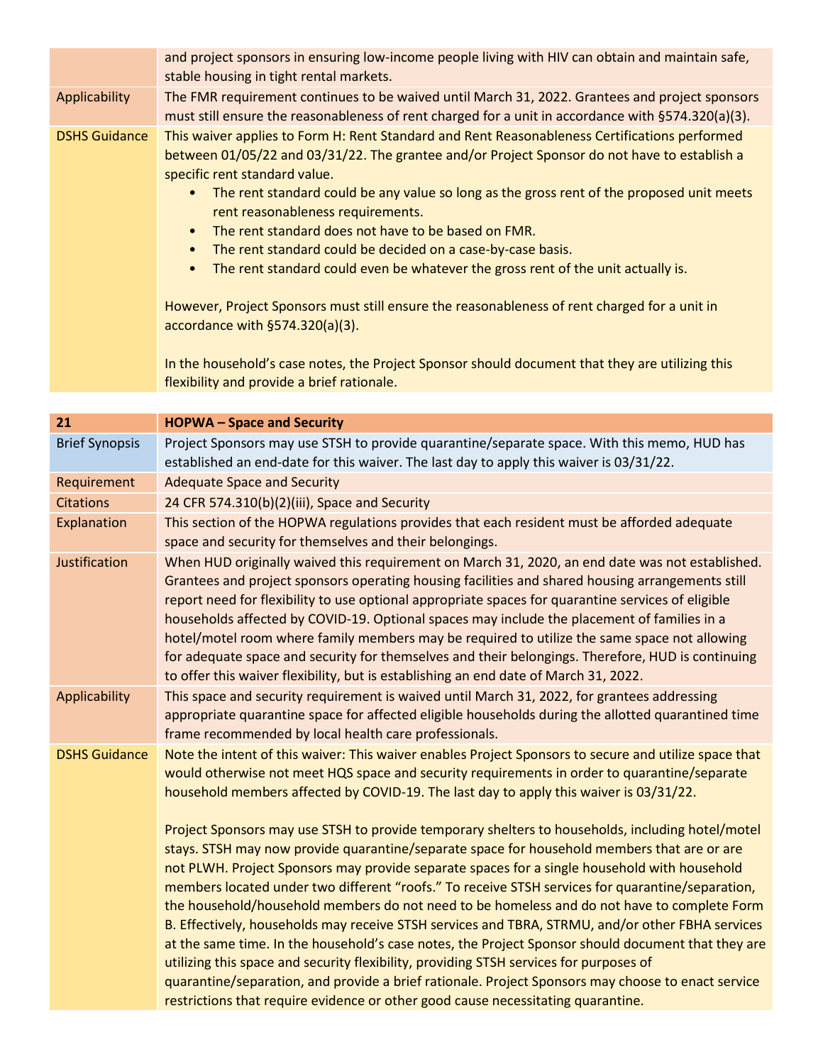| | |
|---|---|
| | and project sponsors in ensuring low-income people living with HIV can obtain and maintain safe, stable housing in tight rental markets. |
| Applicability | The FMR requirement continues to be waived until March 31, 2022. Grantees and project sponsors must still ensure the reasonableness of rent charged for a unit in accordance with §574.320(a)(3). |
| DSHS Guidance | This waiver applies to Form H: Rent Standard and Rent Reasonableness Certifications performed between 01/05/22 and 03/31/22. The grantee and/or Project Sponsor do not have to establish a specific rent standard value.<br>• The rent standard could be any value so long as the gross rent of the proposed unit meets rent reasonableness requirements.<br>• The rent standard does not have to be based on FMR.<br>• The rent standard could be decided on a case-by-case basis.<br>• The rent standard could even be whatever the gross rent of the unit actually is.<br><br>However, Project Sponsors must still ensure the reasonableness of rent charged for a unit in accordance with §574.320(a)(3).<br><br>In the household's case notes, the Project Sponsor should document that they are utilizing this flexibility and provide a brief rationale. |

| 21 | HOPWA – Space and Security |
|---|---|
| Brief Synopsis | Project Sponsors may use STSH to provide quarantine/separate space. With this memo, HUD has established an end-date for this waiver. The last day to apply this waiver is 03/31/22. |
| Requirement | Adequate Space and Security |
| Citations | 24 CFR 574.310(b)(2)(iii), Space and Security |
| Explanation | This section of the HOPWA regulations provides that each resident must be afforded adequate space and security for themselves and their belongings. |
| Justification | When HUD originally waived this requirement on March 31, 2020, an end date was not established. Grantees and project sponsors operating housing facilities and shared housing arrangements still report need for flexibility to use optional appropriate spaces for quarantine services of eligible households affected by COVID-19. Optional spaces may include the placement of families in a hotel/motel room where family members may be required to utilize the same space not allowing for adequate space and security for themselves and their belongings. Therefore, HUD is continuing to offer this waiver flexibility, but is establishing an end date of March 31, 2022. |
| Applicability | This space and security requirement is waived until March 31, 2022, for grantees addressing appropriate quarantine space for affected eligible households during the allotted quarantined time frame recommended by local health care professionals. |
| DSHS Guidance | Note the intent of this waiver: This waiver enables Project Sponsors to secure and utilize space that would otherwise not meet HQS space and security requirements in order to quarantine/separate household members affected by COVID-19. The last day to apply this waiver is 03/31/22.<br><br>Project Sponsors may use STSH to provide temporary shelters to households, including hotel/motel stays. STSH may now provide quarantine/separate space for household members that are or are not PLWH. Project Sponsors may provide separate spaces for a single household with household members located under two different "roofs." To receive STSH services for quarantine/separation, the household/household members do not need to be homeless and do not have to complete Form B. Effectively, households may receive STSH services and TBRA, STRMU, and/or other FBHA services at the same time. In the household's case notes, the Project Sponsor should document that they are utilizing this space and security flexibility, providing STSH services for purposes of quarantine/separation, and provide a brief rationale. Project Sponsors may choose to enact service restrictions that require evidence or other good cause necessitating quarantine. |